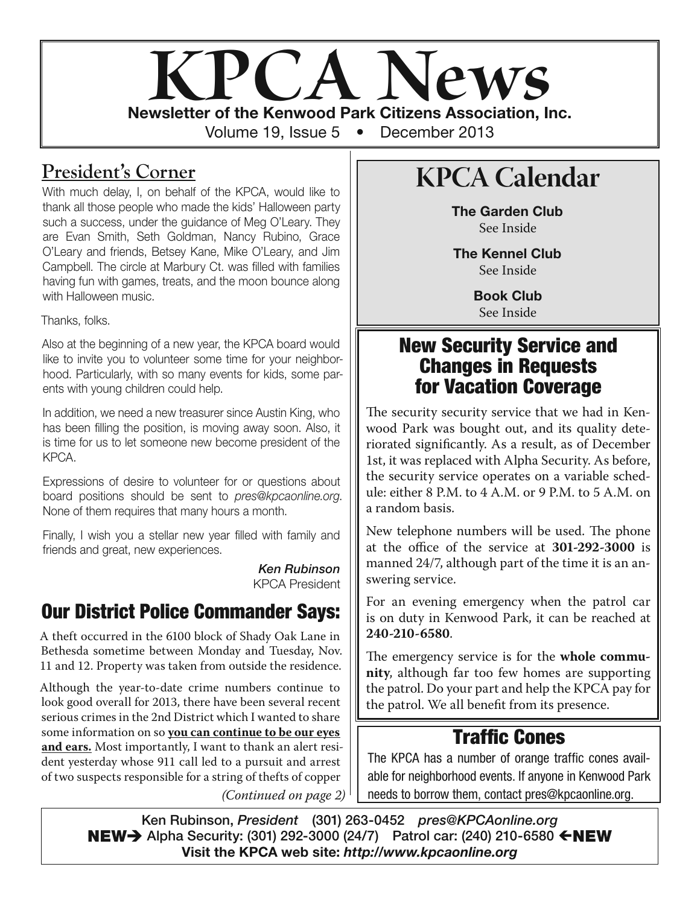# KPCA News

**Newsletter of the Kenwood Park Citizens Association, Inc.**

Volume 19, Issue 5 • December 2013

## President's Corner

With much delay, I, on behalf of the KPCA, would like to thank all those people who made the kids' Halloween party such a success, under the guidance of Meg O'Leary. They are Evan Smith, Seth Goldman, Nancy Rubino, Grace O'Leary and friends, Betsey Kane, Mike O'Leary, and Jim Campbell. The circle at Marbury Ct. was filled with families having fun with games, treats, and the moon bounce along with Halloween music.

Thanks, folks.

Also at the beginning of a new year, the KPCA board would like to invite you to volunteer some time for your neighborhood. Particularly, with so many events for kids, some parents with young children could help.

In addition, we need a new treasurer since Austin King, who has been filling the position, is moving away soon. Also, it is time for us to let someone new become president of the KPCA.

Expressions of desire to volunteer for or questions about board positions should be sent to *pres@kpcaonline.org*. None of them requires that many hours a month.

Finally, I wish you a stellar new year filled with family and friends and great, new experiences.

***Ken Rubinson***
KPCA President

## Our District Police Commander Says:

A theft occurred in the 6100 block of Shady Oak Lane in Bethesda sometime between Monday and Tuesday, Nov. 11 and 12. Property was taken from outside the residence.

Although the year-to-date crime numbers continue to look good overall for 2013, there have been several recent serious crimes in the 2nd District which I wanted to share some information on so **you can continue to be our eyes and ears.** Most importantly, I want to thank an alert resident yesterday whose 911 call led to a pursuit and arrest of two suspects responsible for a string of thefts of copper

*(Continued on page 2)*

## KPCA Calendar

**The Garden Club**
See Inside

**The Kennel Club**
See Inside

**Book Club**
See Inside

## New Security Service and Changes in Requests for Vacation Coverage

The security security service that we had in Kenwood Park was bought out, and its quality deteriorated significantly. As a result, as of December 1st, it was replaced with Alpha Security. As before, the security service operates on a variable schedule: either 8 P.M. to 4 A.M. or 9 P.M. to 5 A.M. on a random basis.

New telephone numbers will be used. The phone at the office of the service at **301-292-3000** is manned 24/7, although part of the time it is an answering service.

For an evening emergency when the patrol car is on duty in Kenwood Park, it can be reached at **240-210-6580**.

The emergency service is for the **whole community**, although far too few homes are supporting the patrol. Do your part and help the KPCA pay for the patrol. We all benefit from its presence.

## Traffic Cones

The KPCA has a number of orange traffic cones available for neighborhood events. If anyone in Kenwood Park needs to borrow them, contact pres@kpcaonline.org.

Ken Rubinson, *President* (301) 263-0452 *pres@KPCAonline.org*
**NEW→** Alpha Security: (301) 292-3000 (24/7) Patrol car: (240) 210-6580 **←NEW**
**Visit the KPCA web site: *http://www.kpcaonline.org***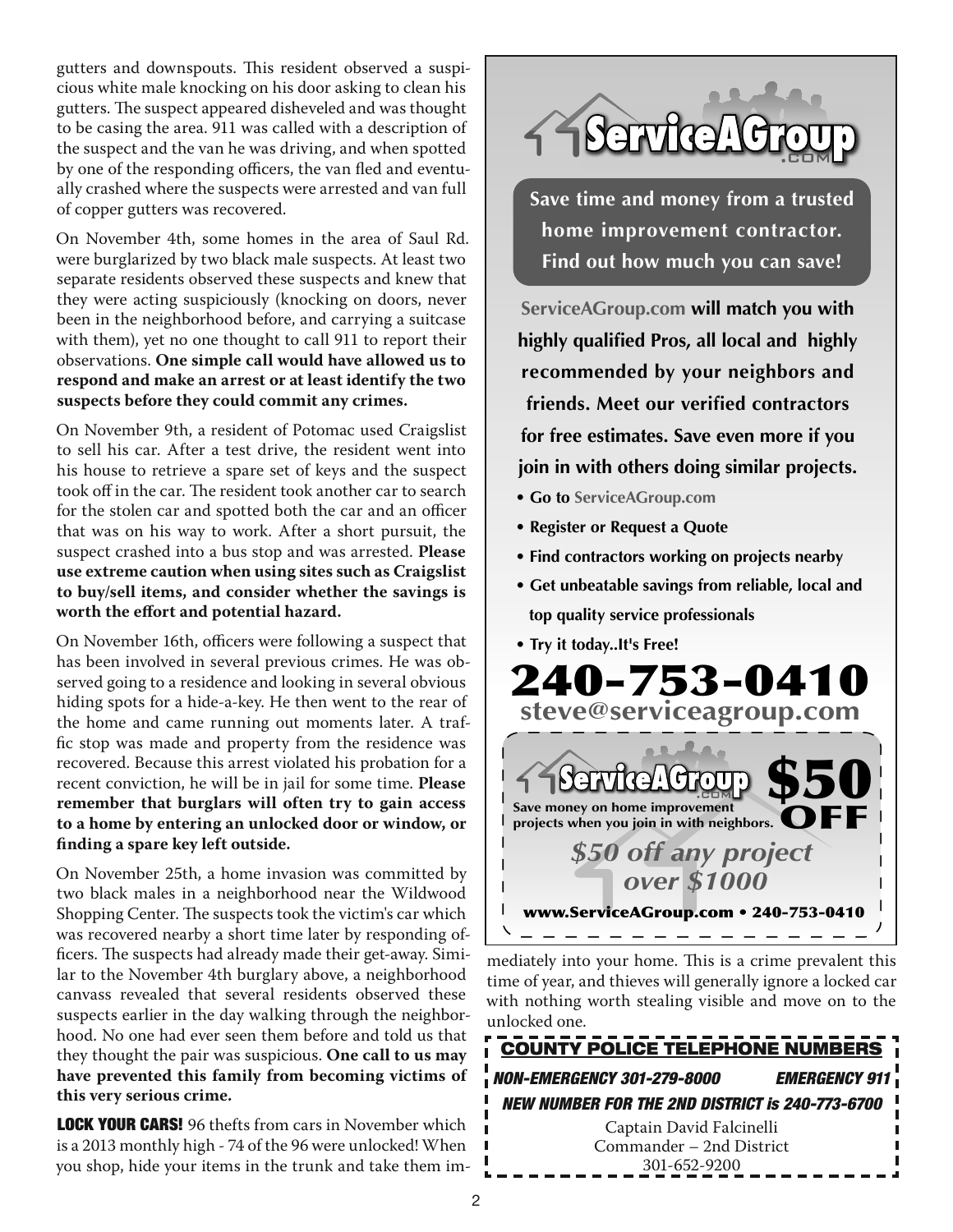gutters and downspouts. This resident observed a suspicious white male knocking on his door asking to clean his gutters. The suspect appeared disheveled and was thought to be casing the area. 911 was called with a description of the suspect and the van he was driving, and when spotted by one of the responding officers, the van fled and eventually crashed where the suspects were arrested and van full of copper gutters was recovered.

On November 4th, some homes in the area of Saul Rd. were burglarized by two black male suspects. At least two separate residents observed these suspects and knew that they were acting suspiciously (knocking on doors, never been in the neighborhood before, and carrying a suitcase with them), yet no one thought to call 911 to report their observations. **One simple call would have allowed us to respond and make an arrest or at least identify the two suspects before they could commit any crimes.**

On November 9th, a resident of Potomac used Craigslist to sell his car. After a test drive, the resident went into his house to retrieve a spare set of keys and the suspect took off in the car. The resident took another car to search for the stolen car and spotted both the car and an officer that was on his way to work. After a short pursuit, the suspect crashed into a bus stop and was arrested. **Please use extreme caution when using sites such as Craigslist to buy/sell items, and consider whether the savings is worth the effort and potential hazard.**

On November 16th, officers were following a suspect that has been involved in several previous crimes. He was observed going to a residence and looking in several obvious hiding spots for a hide-a-key. He then went to the rear of the home and came running out moments later. A traffic stop was made and property from the residence was recovered. Because this arrest violated his probation for a recent conviction, he will be in jail for some time. **Please remember that burglars will often try to gain access to a home by entering an unlocked door or window, or finding a spare key left outside.**

On November 25th, a home invasion was committed by two black males in a neighborhood near the Wildwood Shopping Center. The suspects took the victim's car which was recovered nearby a short time later by responding officers. The suspects had already made their get-away. Similar to the November 4th burglary above, a neighborhood canvass revealed that several residents observed these suspects earlier in the day walking through the neighborhood. No one had ever seen them before and told us that they thought the pair was suspicious. **One call to us may have prevented this family from becoming victims of this very serious crime.**

**LOCK YOUR CARS!** 96 thefts from cars in November which is a 2013 monthly high - 74 of the 96 were unlocked! When you shop, hide your items in the trunk and take them immediately into your home. This is a crime prevalent this time of year, and thieves will generally ignore a locked car with nothing worth stealing visible and move on to the unlocked one.

---

**ServiceAGroup.com**

**Save time and money from a trusted home improvement contractor. Find out how much you can save!**

**ServiceAGroup.com will match you with highly qualified Pros, all local and highly recommended by your neighbors and friends. Meet our verified contractors for free estimates. Save even more if you join in with others doing similar projects.**

- **Go to ServiceAGroup.com**
- **Register or Request a Quote**
- **Find contractors working on projects nearby**
- **Get unbeatable savings from reliable, local and top quality service professionals**
- **Try it today..It's Free!**

**240-753-0410**
**steve@serviceagroup.com**

**ServiceAGroup.com** — Save money on home improvement projects when you join in with neighbors. **$50 OFF**

***$50 off any project over $1000***

**www.ServiceAGroup.com • 240-753-0410**

---

**COUNTY POLICE TELEPHONE NUMBERS**

***NON-EMERGENCY 301-279-8000*** ***EMERGENCY 911***

***NEW NUMBER FOR THE 2ND DISTRICT is 240-773-6700***

Captain David Falcinelli
Commander – 2nd District
301-652-9200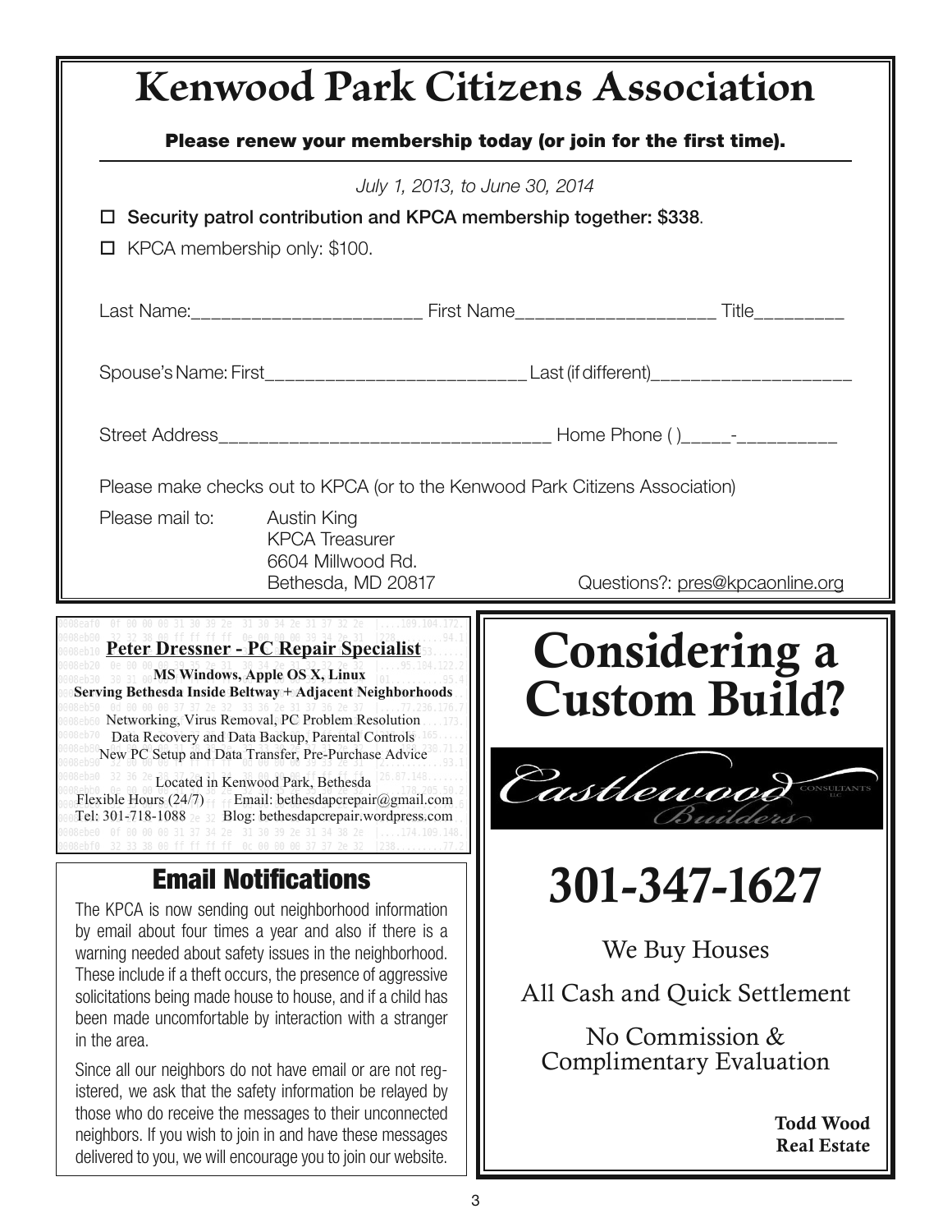# Kenwood Park Citizens Association

**Please renew your membership today (or join for the first time).**

*July 1, 2013, to June 30, 2014*

- ☐ Security patrol contribution and KPCA membership together: $338.
- ☐ KPCA membership only: $100.

Last Name:_______________________ First Name____________________ Title_________

Spouse's Name: First__________________________ Last (if different)____________________

Street Address_________________________________ Home Phone ( )_____-__________

Please make checks out to KPCA (or to the Kenwood Park Citizens Association)

Please mail to:
Austin King
KPCA Treasurer
6604 Millwood Rd.
Bethesda, MD 20817

Questions?: pres@kpcaonline.org

**Peter Dressner - PC Repair Specialist**

**MS Windows, Apple OS X, Linux**

**Serving Bethesda Inside Beltway + Adjacent Neighborhoods**

Networking, Virus Removal, PC Problem Resolution
Data Recovery and Data Backup, Parental Controls
New PC Setup and Data Transfer, Pre-Purchase Advice

Located in Kenwood Park, Bethesda
Flexible Hours (24/7) Email: bethesdapcrepair@gmail.com
Tel: 301-718-1088 Blog: bethesdapcrepair.wordpress.com

## Email Notifications

The KPCA is now sending out neighborhood information by email about four times a year and also if there is a warning needed about safety issues in the neighborhood. These include if a theft occurs, the presence of aggressive solicitations being made house to house, and if a child has been made uncomfortable by interaction with a stranger in the area.

Since all our neighbors do not have email or are not registered, we ask that the safety information be relayed by those who do receive the messages to their unconnected neighbors. If you wish to join in and have these messages delivered to you, we will encourage you to join our website.

# Considering a Custom Build?

Castlewood Builders Consultants LLC

# 301-347-1627

We Buy Houses

All Cash and Quick Settlement

No Commission & Complimentary Evaluation

**Todd Wood**
**Real Estate**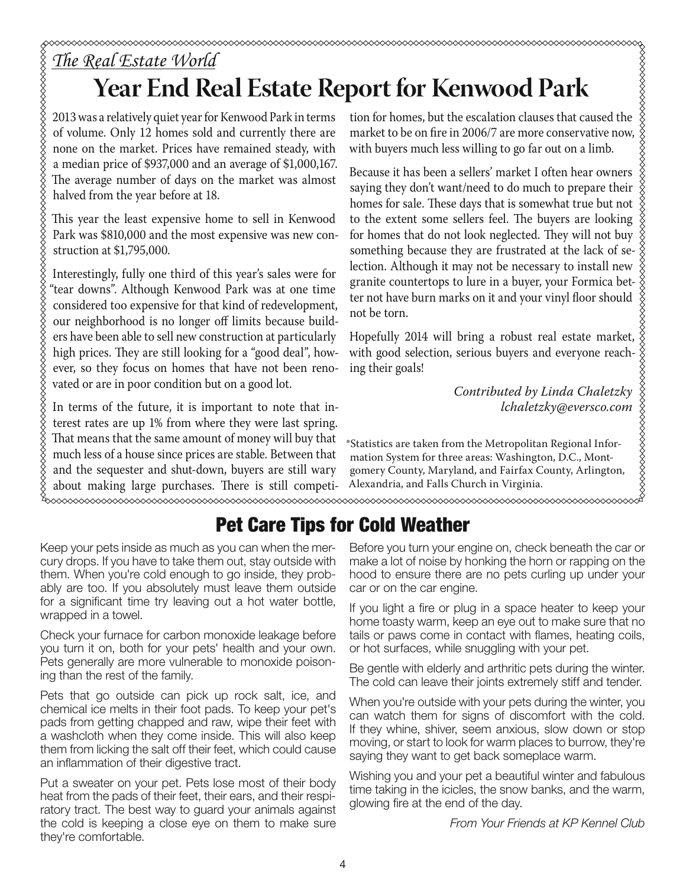*The Real Estate World*

# Year End Real Estate Report for Kenwood Park

2013 was a relatively quiet year for Kenwood Park in terms of volume. Only 12 homes sold and currently there are none on the market. Prices have remained steady, with a median price of $937,000 and an average of $1,000,167. The average number of days on the market was almost halved from the year before at 18.

This year the least expensive home to sell in Kenwood Park was $810,000 and the most expensive was new construction at $1,795,000.

Interestingly, fully one third of this year's sales were for "tear downs". Although Kenwood Park was at one time considered too expensive for that kind of redevelopment, our neighborhood is no longer off limits because builders have been able to sell new construction at particularly high prices. They are still looking for a "good deal", however, so they focus on homes that have not been renovated or are in poor condition but on a good lot.

In terms of the future, it is important to note that interest rates are up 1% from where they were last spring. That means that the same amount of money will buy that much less of a house since prices are stable. Between that and the sequester and shut-down, buyers are still wary about making large purchases. There is still competition for homes, but the escalation clauses that caused the market to be on fire in 2006/7 are more conservative now, with buyers much less willing to go far out on a limb.

Because it has been a sellers' market I often hear owners saying they don't want/need to do much to prepare their homes for sale. These days that is somewhat true but not to the extent some sellers feel. The buyers are looking for homes that do not look neglected. They will not buy something because they are frustrated at the lack of selection. Although it may not be necessary to install new granite countertops to lure in a buyer, your Formica better not have burn marks on it and your vinyl floor should not be torn.

Hopefully 2014 will bring a robust real estate market, with good selection, serious buyers and everyone reaching their goals!

*Contributed by Linda Chaletzky*
*lchaletzky@eversco.com*

*Statistics are taken from the Metropolitan Regional Information System for three areas: Washington, D.C., Montgomery County, Maryland, and Fairfax County, Arlington, Alexandria, and Falls Church in Virginia.

# Pet Care Tips for Cold Weather

Keep your pets inside as much as you can when the mercury drops. If you have to take them out, stay outside with them. When you're cold enough to go inside, they probably are too. If you absolutely must leave them outside for a significant time try leaving out a hot water bottle, wrapped in a towel.

Check your furnace for carbon monoxide leakage before you turn it on, both for your pets' health and your own. Pets generally are more vulnerable to monoxide poisoning than the rest of the family.

Pets that go outside can pick up rock salt, ice, and chemical ice melts in their foot pads. To keep your pet's pads from getting chapped and raw, wipe their feet with a washcloth when they come inside. This will also keep them from licking the salt off their feet, which could cause an inflammation of their digestive tract.

Put a sweater on your pet. Pets lose most of their body heat from the pads of their feet, their ears, and their respiratory tract. The best way to guard your animals against the cold is keeping a close eye on them to make sure they're comfortable.

Before you turn your engine on, check beneath the car or make a lot of noise by honking the horn or rapping on the hood to ensure there are no pets curling up under your car or on the car engine.

If you light a fire or plug in a space heater to keep your home toasty warm, keep an eye out to make sure that no tails or paws come in contact with flames, heating coils, or hot surfaces, while snuggling with your pet.

Be gentle with elderly and arthritic pets during the winter. The cold can leave their joints extremely stiff and tender.

When you're outside with your pets during the winter, you can watch them for signs of discomfort with the cold. If they whine, shiver, seem anxious, slow down or stop moving, or start to look for warm places to burrow, they're saying they want to get back someplace warm.

Wishing you and your pet a beautiful winter and fabulous time taking in the icicles, the snow banks, and the warm, glowing fire at the end of the day.

*From Your Friends at KP Kennel Club*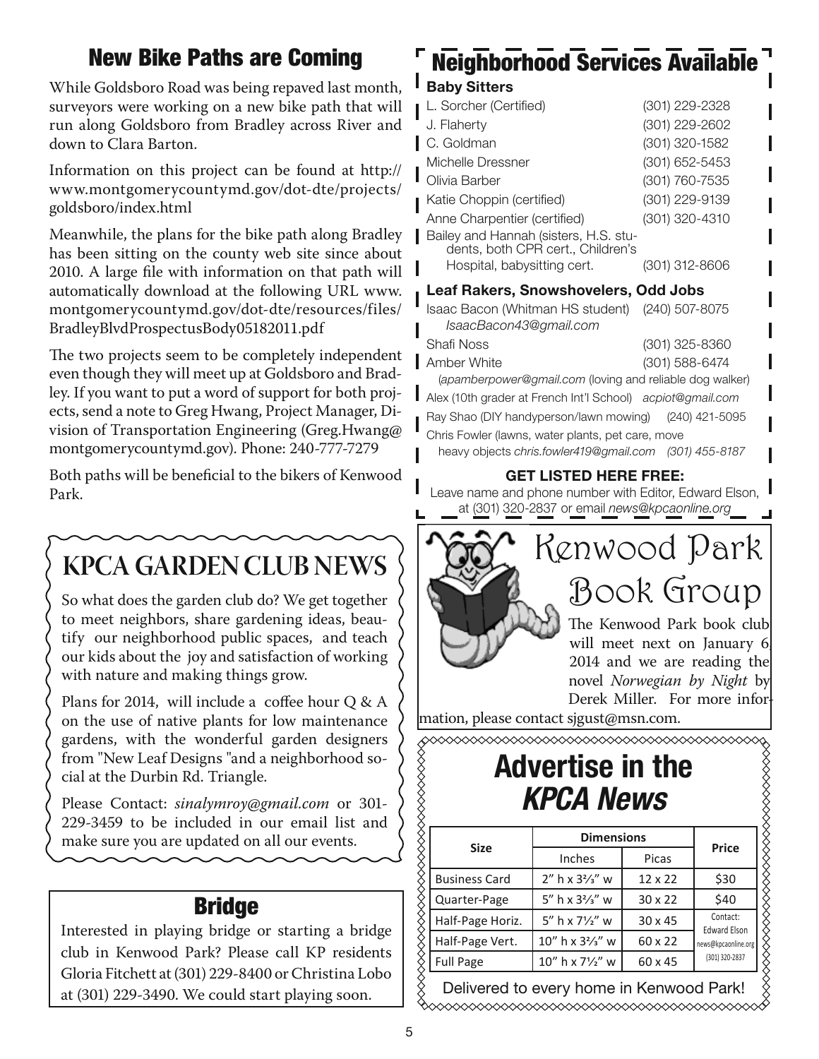## New Bike Paths are Coming

While Goldsboro Road was being repaved last month, surveyors were working on a new bike path that will run along Goldsboro from Bradley across River and down to Clara Barton.

Information on this project can be found at http://www.montgomerycountymd.gov/dot-dte/projects/goldsboro/index.html

Meanwhile, the plans for the bike path along Bradley has been sitting on the county web site since about 2010. A large file with information on that path will automatically download at the following URL www.montgomerycountymd.gov/dot-dte/resources/files/BradleyBlvdProspectusBody05182011.pdf

The two projects seem to be completely independent even though they will meet up at Goldsboro and Bradley. If you want to put a word of support for both projects, send a note to Greg Hwang, Project Manager, Division of Transportation Engineering (Greg.Hwang@montgomerycountymd.gov). Phone: 240-777-7279

Both paths will be beneficial to the bikers of Kenwood Park.

## KPCA Garden Club News

So what does the garden club do? We get together to meet neighbors, share gardening ideas, beautify our neighborhood public spaces, and teach our kids about the joy and satisfaction of working with nature and making things grow.

Plans for 2014, will include a coffee hour Q & A on the use of native plants for low maintenance gardens, with the wonderful garden designers from "New Leaf Designs "and a neighborhood social at the Durbin Rd. Triangle.

Please Contact: *sinalymroy@gmail.com* or 301-229-3459 to be included in our email list and make sure you are updated on all our events.

## Bridge

Interested in playing bridge or starting a bridge club in Kenwood Park? Please call KP residents Gloria Fitchett at (301) 229-8400 or Christina Lobo at (301) 229-3490. We could start playing soon.

## Neighborhood Services Available

### Baby Sitters

- L. Sorcher (Certified) (301) 229-2328
- J. Flaherty (301) 229-2602
- C. Goldman (301) 320-1582
- Michelle Dressner (301) 652-5453
- Olivia Barber (301) 760-7535
- Katie Choppin (certified) (301) 229-9139
- Anne Charpentier (certified) (301) 320-4310
- Bailey and Hannah (sisters, H.S. students, both CPR cert., Children's Hospital, babysitting cert. (301) 312-8606

### Leaf Rakers, Snowshovelers, Odd Jobs

- Isaac Bacon (Whitman HS student) (240) 507-8075 *IsaacBacon43@gmail.com*
- Shafi Noss (301) 325-8360
- Amber White (301) 588-6474 (*apamberpower@gmail.com* (loving and reliable dog walker)
- Alex (10th grader at French Int'l School) *acpiot@gmail.com*
- Ray Shao (DIY handyperson/lawn mowing) (240) 421-5095
- Chris Fowler (lawns, water plants, pet care, move heavy objects *chris.fowler419@gmail.com* *(301) 455-8187*

**GET LISTED HERE FREE:**

Leave name and phone number with Editor, Edward Elson, at (301) 320-2837 or email *news@kpcaonline.org*

## Kenwood Park Book Group

The Kenwood Park book club will meet next on January 6, 2014 and we are reading the novel *Norwegian by Night* by Derek Miller. For more information, please contact sjgust@msn.com.

## Advertise in the *KPCA News*

| Size | Dimensions | | Price |
|---|---|---|---|
| | Inches | Picas | |
| Business Card | 2" h x 3⅔" w | 12 x 22 | $30 |
| Quarter-Page | 5" h x 3⅔" w | 30 x 22 | $40 |
| Half-Page Horiz. | 5" h x 7½" w | 30 x 45 | Contact: Edward Elson news@kpcaonline.org (301) 320-2837 |
| Half-Page Vert. | 10" h x 3⅔" w | 60 x 22 | |
| Full Page | 10" h x 7½" w | 60 x 45 | |

Delivered to every home in Kenwood Park!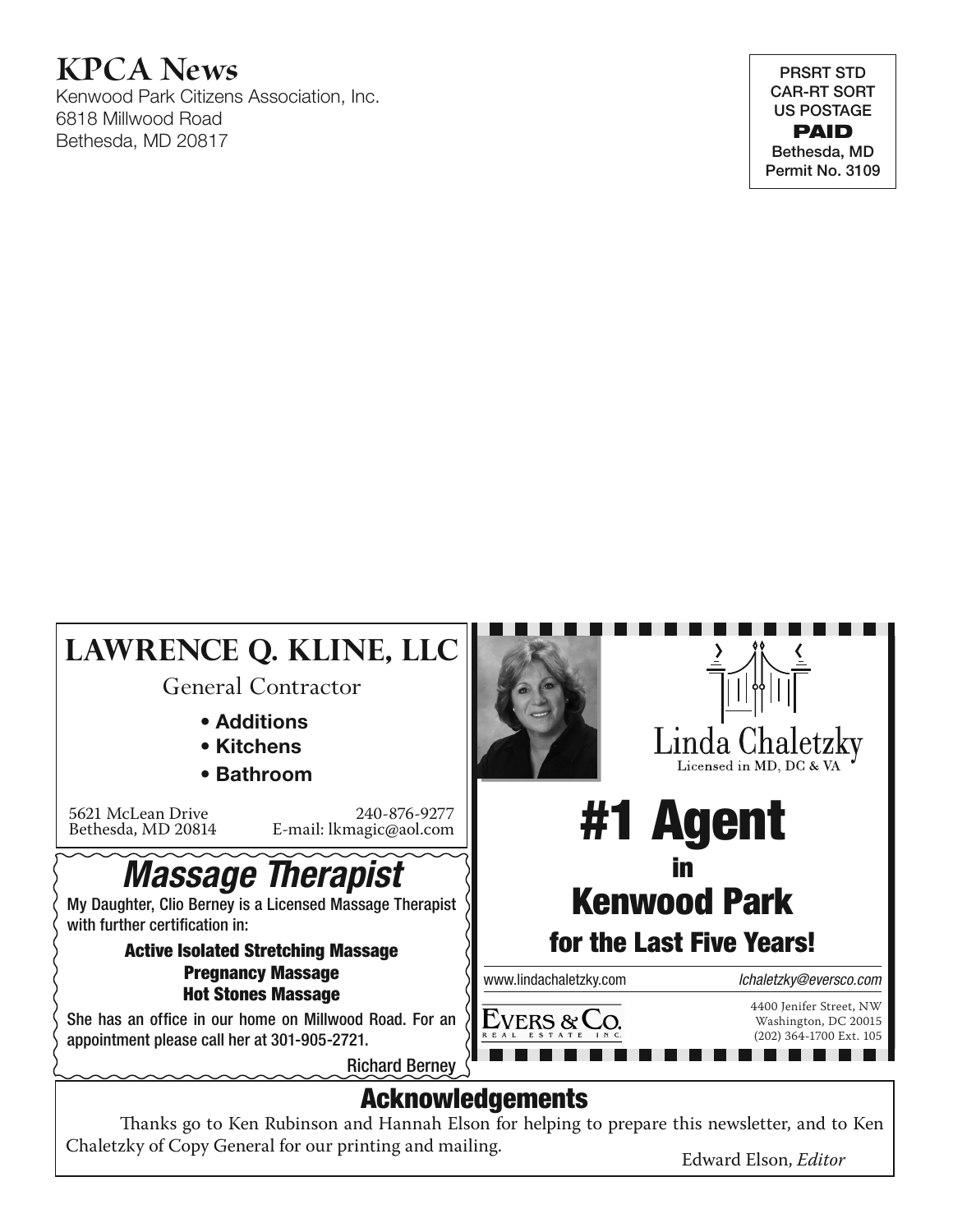# KPCA News

Kenwood Park Citizens Association, Inc.
6818 Millwood Road
Bethesda, MD 20817

PRSRT STD
CAR-RT SORT
US POSTAGE
**PAID**
Bethesda, MD
Permit No. 3109

## LAWRENCE Q. KLINE, LLC

General Contractor

- **Additions**
- **Kitchens**
- **Bathroom**

5621 McLean Drive
Bethesda, MD 20814

240-876-9277
E-mail: lkmagic@aol.com

## *Massage Therapist*

My Daughter, Clio Berney is a Licensed Massage Therapist with further certification in:

**Active Isolated Stretching Massage**
**Pregnancy Massage**
**Hot Stones Massage**

She has an office in our home on Millwood Road. For an appointment please call her at 301-905-2721.

Richard Berney

Linda Chaletzky
Licensed in MD, DC & VA

# #1 Agent in Kenwood Park for the Last Five Years!

www.lindachaletzky.com
*lchaletzky@eversco.com*

EVERS & CO.
REAL ESTATE INC.

4400 Jenifer Street, NW
Washington, DC 20015
(202) 364-1700 Ext. 105

## Acknowledgements

Thanks go to Ken Rubinson and Hannah Elson for helping to prepare this newsletter, and to Ken Chaletzky of Copy General for our printing and mailing.

Edward Elson, *Editor*